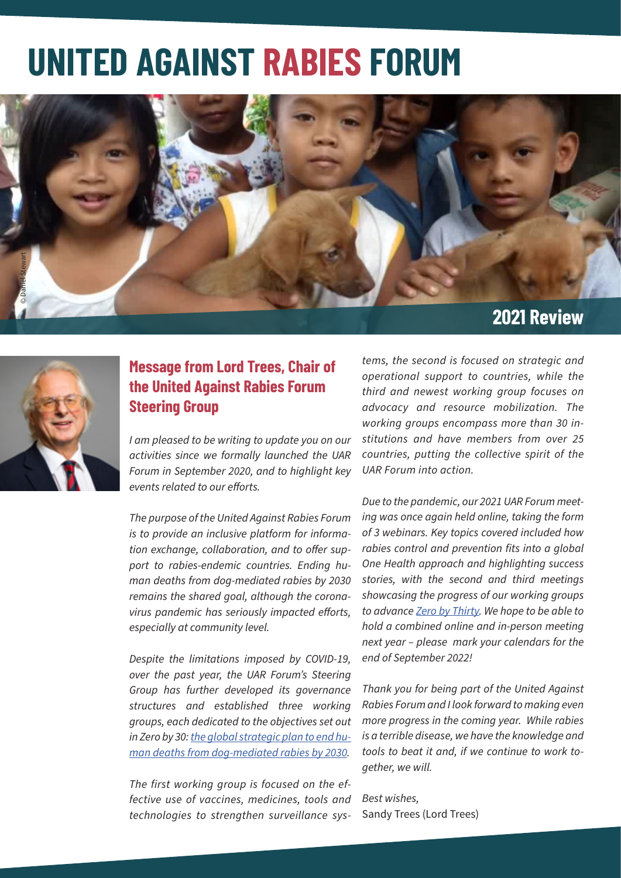# UNITED AGAINST RABIES FORUM

© Daniel Stewart

## 2021 Review

### Message from Lord Trees, Chair of the United Against Rabies Forum Steering Group

*I am pleased to be writing to update you on our activities since we formally launched the UAR Forum in September 2020, and to highlight key events related to our efforts.*

*The purpose of the United Against Rabies Forum is to provide an inclusive platform for information exchange, collaboration, and to offer support to rabies-endemic countries. Ending human deaths from dog-mediated rabies by 2030 remains the shared goal, although the coronavirus pandemic has seriously impacted efforts, especially at community level.*

*Despite the limitations imposed by COVID-19, over the past year, the UAR Forum's Steering Group has further developed its governance structures and established three working groups, each dedicated to the objectives set out in Zero by 30: [the global strategic plan to end human deaths from dog-mediated rabies by 2030](#).*

*The first working group is focused on the effective use of vaccines, medicines, tools and technologies to strengthen surveillance systems, the second is focused on strategic and operational support to countries, while the third and newest working group focuses on advocacy and resource mobilization. The working groups encompass more than 30 institutions and have members from over 25 countries, putting the collective spirit of the UAR Forum into action.*

*Due to the pandemic, our 2021 UAR Forum meeting was once again held online, taking the form of 3 webinars. Key topics covered included how rabies control and prevention fits into a global One Health approach and highlighting success stories, with the second and third meetings showcasing the progress of our working groups to advance [Zero by Thirty](#). We hope to be able to hold a combined online and in-person meeting next year – please mark your calendars for the end of September 2022!*

*Thank you for being part of the United Against Rabies Forum and I look forward to making even more progress in the coming year. While rabies is a terrible disease, we have the knowledge and tools to beat it and, if we continue to work together, we will.*

*Best wishes,*
Sandy Trees (Lord Trees)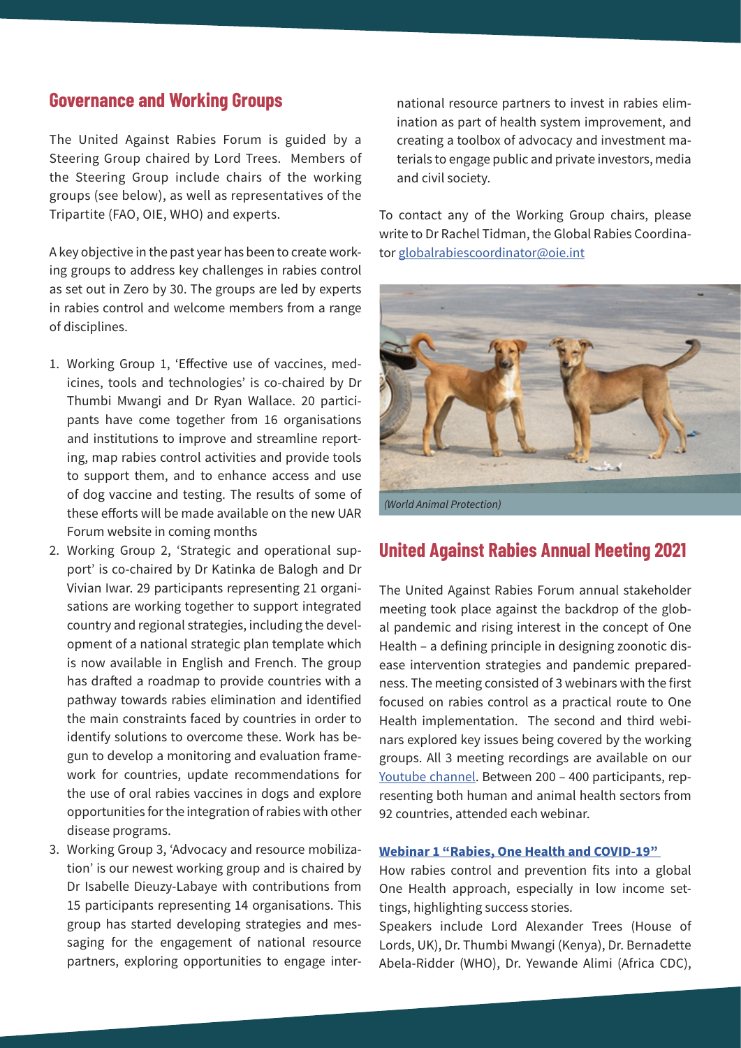## Governance and Working Groups

The United Against Rabies Forum is guided by a Steering Group chaired by Lord Trees. Members of the Steering Group include chairs of the working groups (see below), as well as representatives of the Tripartite (FAO, OIE, WHO) and experts.

A key objective in the past year has been to create working groups to address key challenges in rabies control as set out in Zero by 30. The groups are led by experts in rabies control and welcome members from a range of disciplines.

1. Working Group 1, 'Effective use of vaccines, medicines, tools and technologies' is co-chaired by Dr Thumbi Mwangi and Dr Ryan Wallace. 20 participants have come together from 16 organisations and institutions to improve and streamline reporting, map rabies control activities and provide tools to support them, and to enhance access and use of dog vaccine and testing. The results of some of these efforts will be made available on the new UAR Forum website in coming months
2. Working Group 2, 'Strategic and operational support' is co-chaired by Dr Katinka de Balogh and Dr Vivian Iwar. 29 participants representing 21 organisations are working together to support integrated country and regional strategies, including the development of a national strategic plan template which is now available in English and French. The group has drafted a roadmap to provide countries with a pathway towards rabies elimination and identified the main constraints faced by countries in order to identify solutions to overcome these. Work has begun to develop a monitoring and evaluation framework for countries, update recommendations for the use of oral rabies vaccines in dogs and explore opportunities for the integration of rabies with other disease programs.
3. Working Group 3, 'Advocacy and resource mobilization' is our newest working group and is chaired by Dr Isabelle Dieuzy-Labaye with contributions from 15 participants representing 14 organisations. This group has started developing strategies and messaging for the engagement of national resource partners, exploring opportunities to engage international resource partners to invest in rabies elimination as part of health system improvement, and creating a toolbox of advocacy and investment materials to engage public and private investors, media and civil society.

To contact any of the Working Group chairs, please write to Dr Rachel Tidman, the Global Rabies Coordinator globalrabiescoordinator@oie.int

*(World Animal Protection)*

## United Against Rabies Annual Meeting 2021

The United Against Rabies Forum annual stakeholder meeting took place against the backdrop of the global pandemic and rising interest in the concept of One Health – a defining principle in designing zoonotic disease intervention strategies and pandemic preparedness. The meeting consisted of 3 webinars with the first focused on rabies control as a practical route to One Health implementation. The second and third webinars explored key issues being covered by the working groups. All 3 meeting recordings are available on our Youtube channel. Between 200 – 400 participants, representing both human and animal health sectors from 92 countries, attended each webinar.

**Webinar 1 "Rabies, One Health and COVID-19"**

How rabies control and prevention fits into a global One Health approach, especially in low income settings, highlighting success stories.

Speakers include Lord Alexander Trees (House of Lords, UK), Dr. Thumbi Mwangi (Kenya), Dr. Bernadette Abela-Ridder (WHO), Dr. Yewande Alimi (Africa CDC),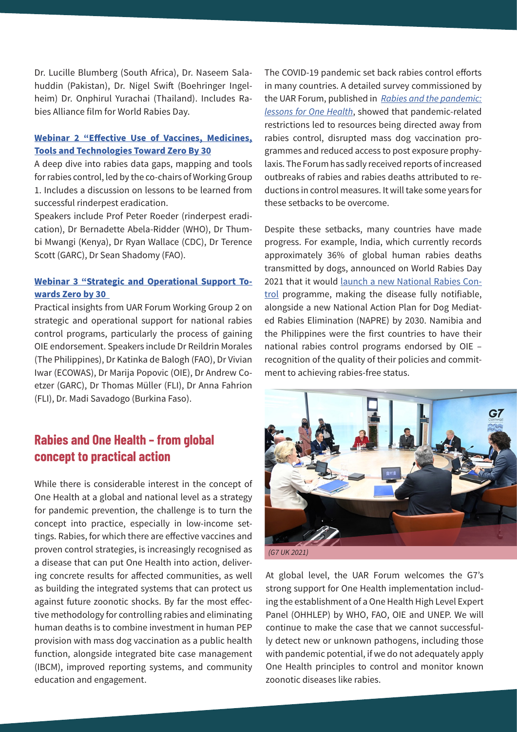Dr. Lucille Blumberg (South Africa), Dr. Naseem Salahuddin (Pakistan), Dr. Nigel Swift (Boehringer Ingelheim) Dr. Onphirul Yurachai (Thailand). Includes Rabies Alliance film for World Rabies Day.

**Webinar 2 "Effective Use of Vaccines, Medicines, Tools and Technologies Toward Zero By 30**

A deep dive into rabies data gaps, mapping and tools for rabies control, led by the co-chairs of Working Group 1. Includes a discussion on lessons to be learned from successful rinderpest eradication.

Speakers include Prof Peter Roeder (rinderpest eradication), Dr Bernadette Abela-Ridder (WHO), Dr Thumbi Mwangi (Kenya), Dr Ryan Wallace (CDC), Dr Terence Scott (GARC), Dr Sean Shadomy (FAO).

**Webinar 3 "Strategic and Operational Support Towards Zero by 30**

Practical insights from UAR Forum Working Group 2 on strategic and operational support for national rabies control programs, particularly the process of gaining OIE endorsement. Speakers include Dr Reildrin Morales (The Philippines), Dr Katinka de Balogh (FAO), Dr Vivian Iwar (ECOWAS), Dr Marija Popovic (OIE), Dr Andrew Coetzer (GARC), Dr Thomas Müller (FLI), Dr Anna Fahrion (FLI), Dr. Madi Savadogo (Burkina Faso).

## Rabies and One Health – from global concept to practical action

While there is considerable interest in the concept of One Health at a global and national level as a strategy for pandemic prevention, the challenge is to turn the concept into practice, especially in low-income settings. Rabies, for which there are effective vaccines and proven control strategies, is increasingly recognised as a disease that can put One Health into action, delivering concrete results for affected communities, as well as building the integrated systems that can protect us against future zoonotic shocks. By far the most effective methodology for controlling rabies and eliminating human deaths is to combine investment in human PEP provision with mass dog vaccination as a public health function, alongside integrated bite case management (IBCM), improved reporting systems, and community education and engagement.

The COVID-19 pandemic set back rabies control efforts in many countries. A detailed survey commissioned by the UAR Forum, published in *Rabies and the pandemic: lessons for One Health*, showed that pandemic-related restrictions led to resources being directed away from rabies control, disrupted mass dog vaccination programmes and reduced access to post exposure prophylaxis. The Forum has sadly received reports of increased outbreaks of rabies and rabies deaths attributed to reductions in control measures. It will take some years for these setbacks to be overcome.

Despite these setbacks, many countries have made progress. For example, India, which currently records approximately 36% of global human rabies deaths transmitted by dogs, announced on World Rabies Day 2021 that it would launch a new National Rabies Control programme, making the disease fully notifiable, alongside a new National Action Plan for Dog Mediated Rabies Elimination (NAPRE) by 2030. Namibia and the Philippines were the first countries to have their national rabies control programs endorsed by OIE – recognition of the quality of their policies and commitment to achieving rabies-free status.

*(G7 UK 2021)*

At global level, the UAR Forum welcomes the G7's strong support for One Health implementation including the establishment of a One Health High Level Expert Panel (OHHLEP) by WHO, FAO, OIE and UNEP. We will continue to make the case that we cannot successfully detect new or unknown pathogens, including those with pandemic potential, if we do not adequately apply One Health principles to control and monitor known zoonotic diseases like rabies.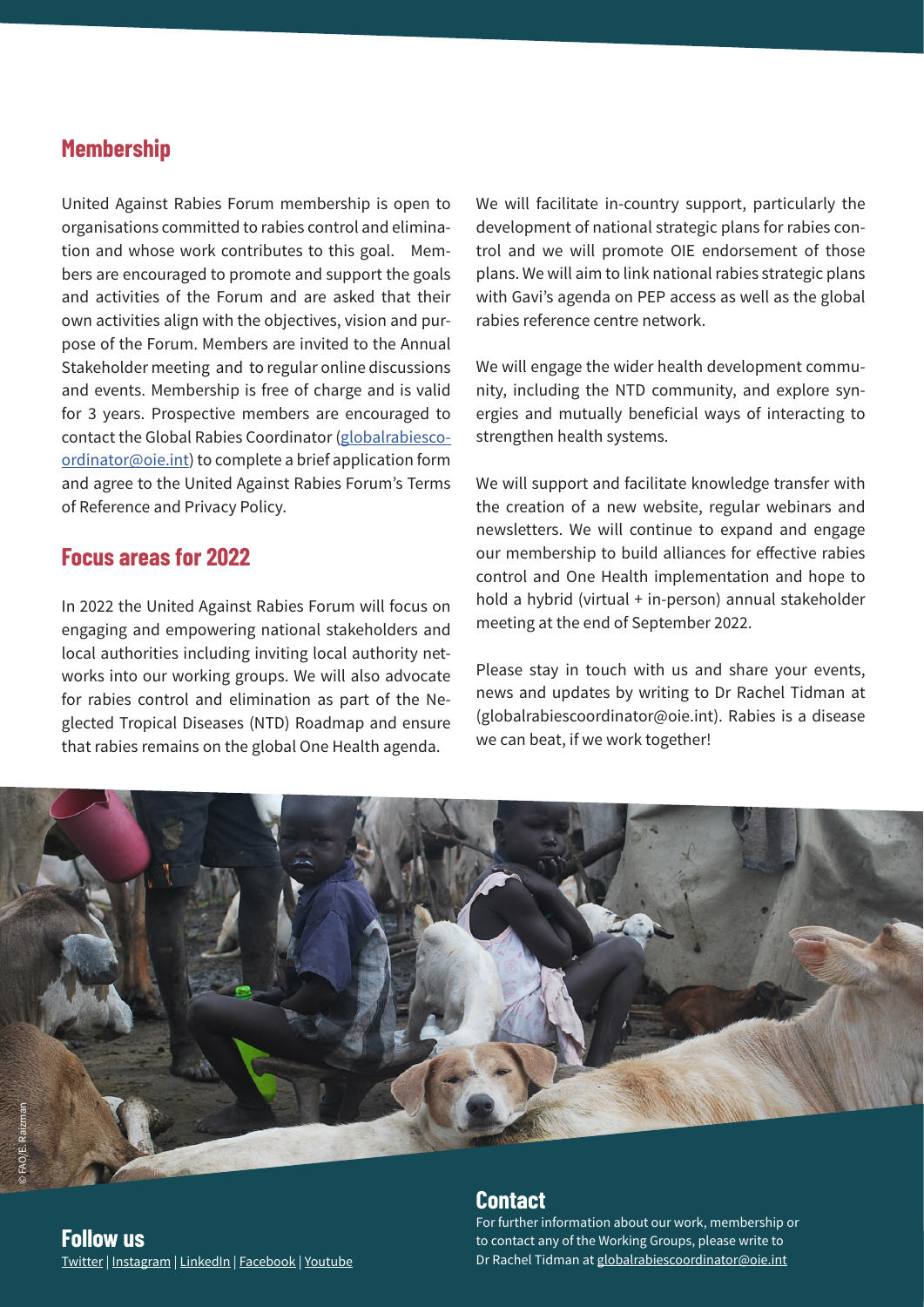## Membership

United Against Rabies Forum membership is open to organisations committed to rabies control and elimination and whose work contributes to this goal. Members are encouraged to promote and support the goals and activities of the Forum and are asked that their own activities align with the objectives, vision and purpose of the Forum. Members are invited to the Annual Stakeholder meeting and to regular online discussions and events. Membership is free of charge and is valid for 3 years. Prospective members are encouraged to contact the Global Rabies Coordinator (globalrabiescoordinator@oie.int) to complete a brief application form and agree to the United Against Rabies Forum's Terms of Reference and Privacy Policy.

## Focus areas for 2022

In 2022 the United Against Rabies Forum will focus on engaging and empowering national stakeholders and local authorities including inviting local authority networks into our working groups. We will also advocate for rabies control and elimination as part of the Neglected Tropical Diseases (NTD) Roadmap and ensure that rabies remains on the global One Health agenda.

We will facilitate in-country support, particularly the development of national strategic plans for rabies control and we will promote OIE endorsement of those plans. We will aim to link national rabies strategic plans with Gavi's agenda on PEP access as well as the global rabies reference centre network.

We will engage the wider health development community, including the NTD community, and explore synergies and mutually beneficial ways of interacting to strengthen health systems.

We will support and facilitate knowledge transfer with the creation of a new website, regular webinars and newsletters. We will continue to expand and engage our membership to build alliances for effective rabies control and One Health implementation and hope to hold a hybrid (virtual + in-person) annual stakeholder meeting at the end of September 2022.

Please stay in touch with us and share your events, news and updates by writing to Dr Rachel Tidman at (globalrabiescoordinator@oie.int). Rabies is a disease we can beat, if we work together!

© FAO/E. Raizman

## Follow us

Twitter | Instagram | LinkedIn | Facebook | Youtube

## Contact

For further information about our work, membership or to contact any of the Working Groups, please write to Dr Rachel Tidman at globalrabiescoordinator@oie.int